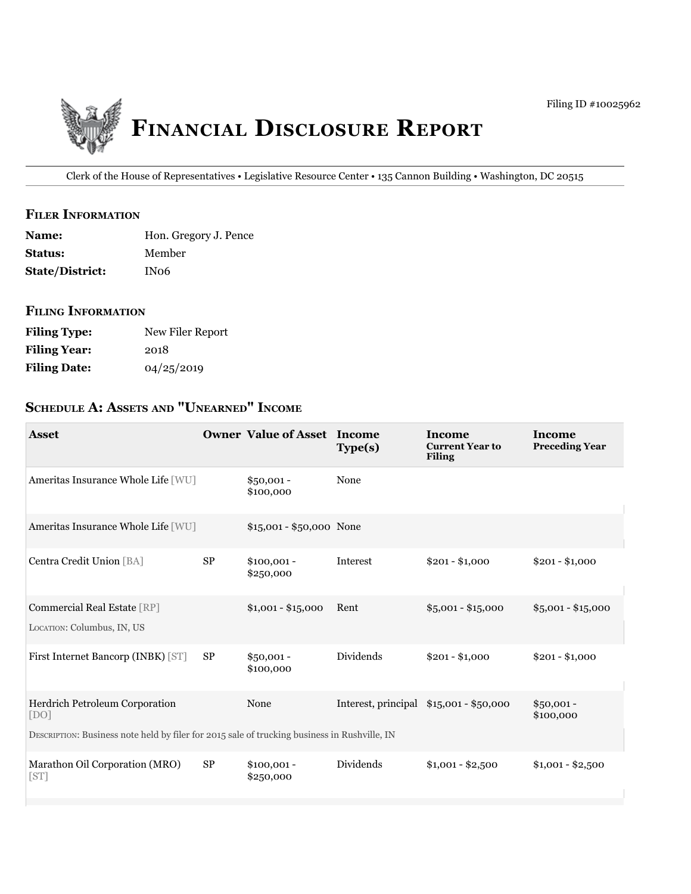Filing ID #10025962

# Financial Disclosure Report

Clerk of the House of Representatives • Legislative Resource Center • 135 Cannon Building • Washington, DC 20515

## Filer Information

**Name:** Hon. Gregory J. Pence
**Status:** Member
**State/District:** IN06

## Filing Information

**Filing Type:** New Filer Report
**Filing Year:** 2018
**Filing Date:** 04/25/2019

## Schedule A: Assets and "Unearned" Income

| Asset | Owner | Value of Asset | Income Type(s) | Income Current Year to Filing | Income Preceding Year |
|---|---|---|---|---|---|
| Ameritas Insurance Whole Life [WU] | | $50,001 - $100,000 | None | | |
| Ameritas Insurance Whole Life [WU] | | $15,001 - $50,000 | None | | |
| Centra Credit Union [BA] | SP | $100,001 - $250,000 | Interest | $201 - $1,000 | $201 - $1,000 |
| Commercial Real Estate [RP]<br>Location: Columbus, IN, US | | $1,001 - $15,000 | Rent | $5,001 - $15,000 | $5,001 - $15,000 |
| First Internet Bancorp (INBK) [ST] | SP | $50,001 - $100,000 | Dividends | $201 - $1,000 | $201 - $1,000 |
| Herdrich Petroleum Corporation [DO]<br>Description: Business note held by filer for 2015 sale of trucking business in Rushville, IN | | None | Interest, principal | $15,001 - $50,000 | $50,001 - $100,000 |
| Marathon Oil Corporation (MRO) [ST] | SP | $100,001 - $250,000 | Dividends | $1,001 - $2,500 | $1,001 - $2,500 |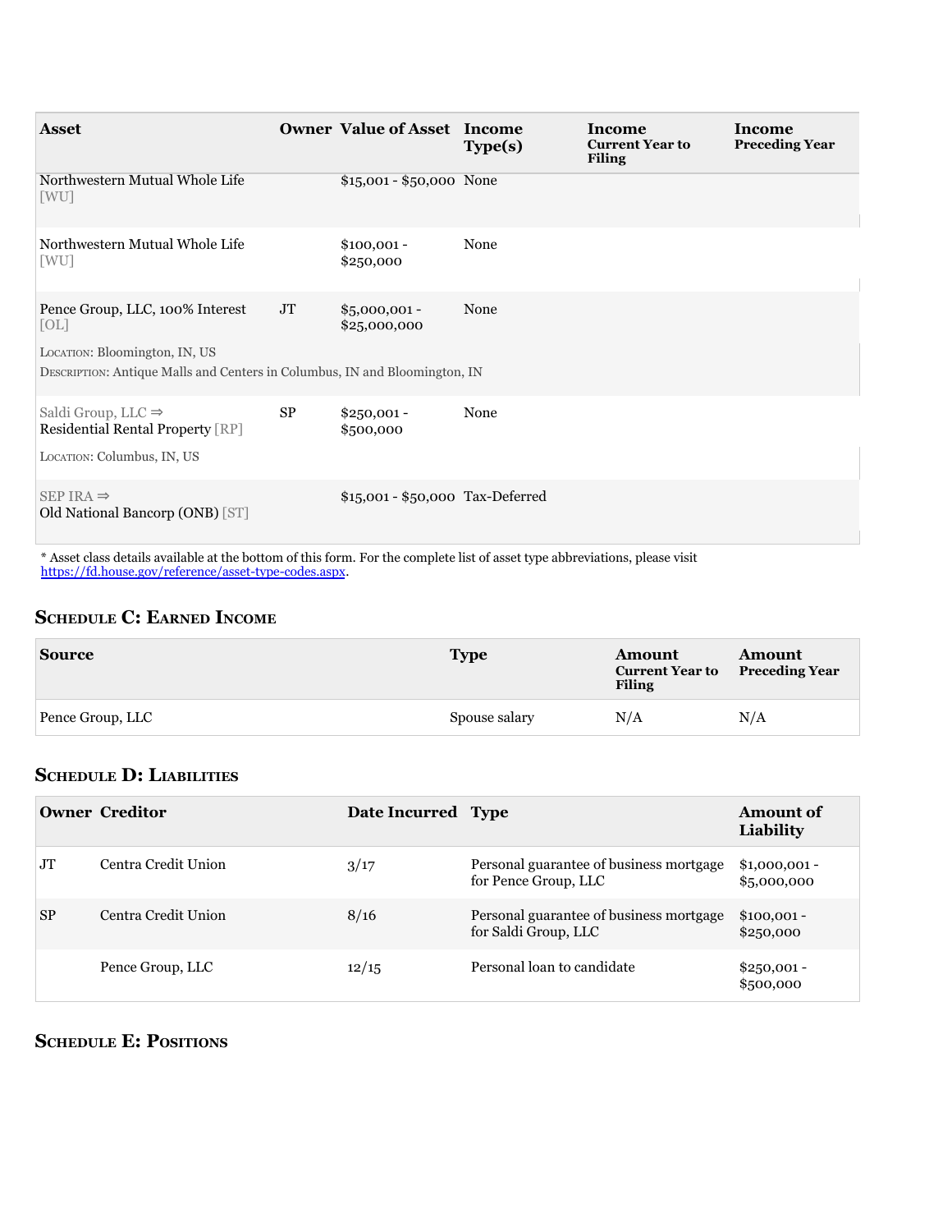| Asset | Owner | Value of Asset | Income Type(s) | Income Current Year to Filing | Income Preceding Year |
|---|---|---|---|---|---|
| Northwestern Mutual Whole Life [WU] | | $15,001 - $50,000 | None | | |
| Northwestern Mutual Whole Life [WU] | | $100,001 - $250,000 | None | | |
| Pence Group, LLC, 100% Interest [OL]<br>Location: Bloomington, IN, US<br>Description: Antique Malls and Centers in Columbus, IN and Bloomington, IN | JT | $5,000,001 - $25,000,000 | None | | |
| Saldi Group, LLC ⇒ Residential Rental Property [RP]<br>Location: Columbus, IN, US | SP | $250,001 - $500,000 | None | | |
| SEP IRA ⇒ Old National Bancorp (ONB) [ST] | | $15,001 - $50,000 | Tax-Deferred | | |

* Asset class details available at the bottom of this form. For the complete list of asset type abbreviations, please visit https://fd.house.gov/reference/asset-type-codes.aspx.

## Schedule C: Earned Income

| Source | Type | Amount Current Year to Filing | Amount Preceding Year |
|---|---|---|---|
| Pence Group, LLC | Spouse salary | N/A | N/A |

## Schedule D: Liabilities

| Owner | Creditor | Date Incurred | Type | Amount of Liability |
|---|---|---|---|---|
| JT | Centra Credit Union | 3/17 | Personal guarantee of business mortgage for Pence Group, LLC | $1,000,001 - $5,000,000 |
| SP | Centra Credit Union | 8/16 | Personal guarantee of business mortgage for Saldi Group, LLC | $100,001 - $250,000 |
| | Pence Group, LLC | 12/15 | Personal loan to candidate | $250,001 - $500,000 |

## Schedule E: Positions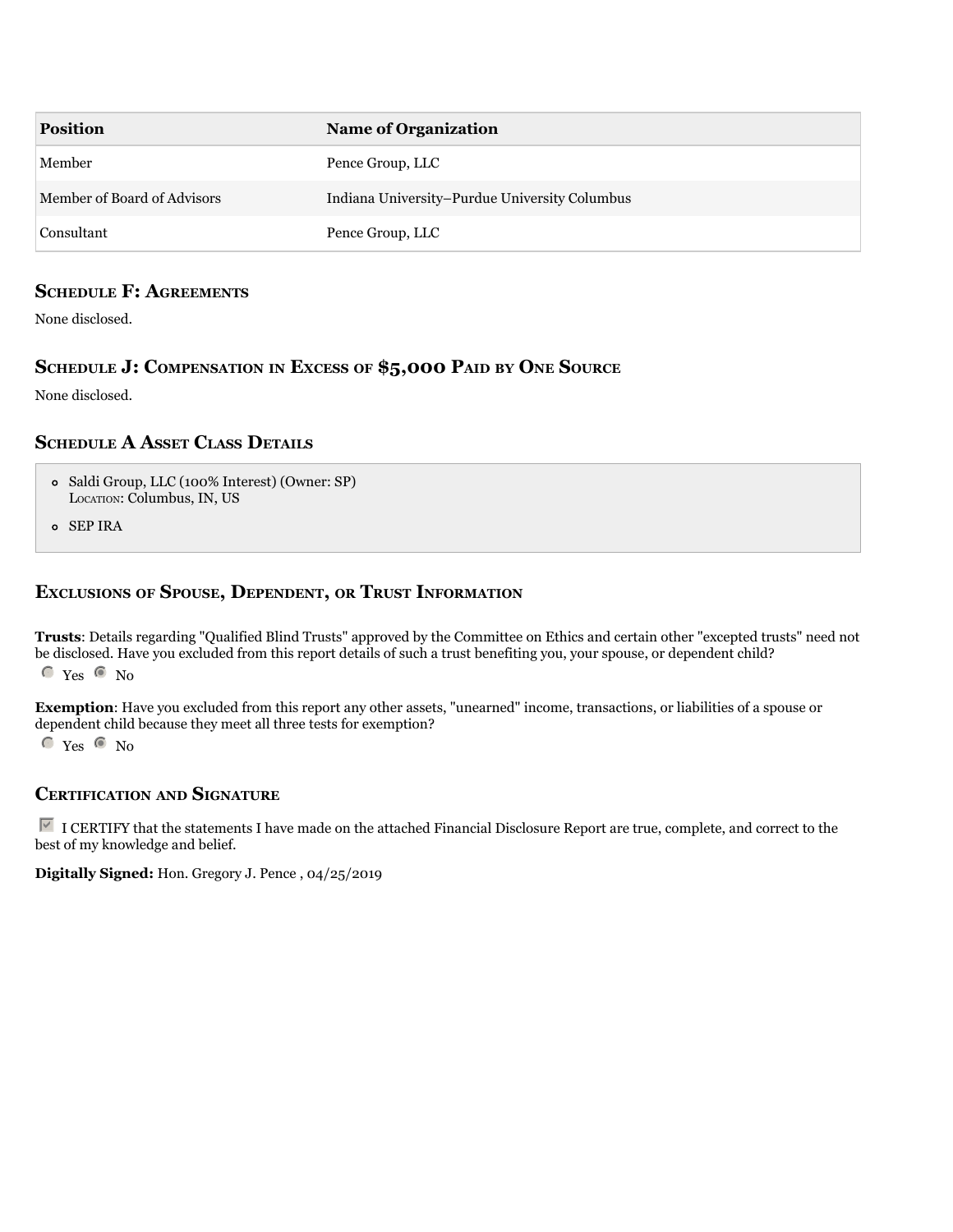| Position | Name of Organization |
| --- | --- |
| Member | Pence Group, LLC |
| Member of Board of Advisors | Indiana University–Purdue University Columbus |
| Consultant | Pence Group, LLC |

## Schedule F: Agreements

None disclosed.

## Schedule J: Compensation in Excess of $5,000 Paid by One Source

None disclosed.

## Schedule A Asset Class Details

- Saldi Group, LLC (100% Interest) (Owner: SP)
  Location: Columbus, IN, US
- SEP IRA

## Exclusions of Spouse, Dependent, or Trust Information

**Trusts**: Details regarding "Qualified Blind Trusts" approved by the Committee on Ethics and certain other "excepted trusts" need not be disclosed. Have you excluded from this report details of such a trust benefiting you, your spouse, or dependent child?

○ Yes ● No

**Exemption**: Have you excluded from this report any other assets, "unearned" income, transactions, or liabilities of a spouse or dependent child because they meet all three tests for exemption?

○ Yes ● No

## Certification and Signature

☑ I CERTIFY that the statements I have made on the attached Financial Disclosure Report are true, complete, and correct to the best of my knowledge and belief.

**Digitally Signed:** Hon. Gregory J. Pence , 04/25/2019